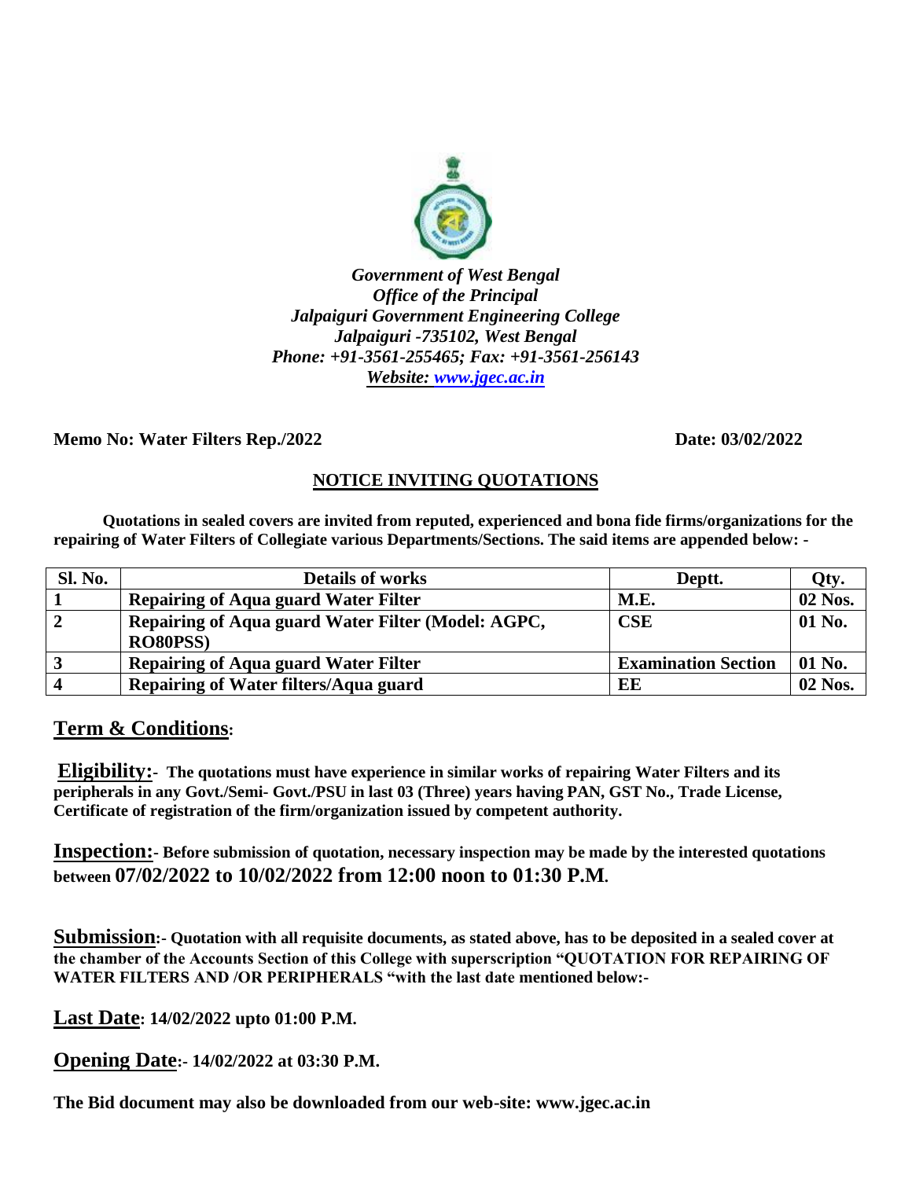*Government of West Bengal*
*Office of the Principal*
*Jalpaiguri Government Engineering College*
*Jalpaiguri -735102, West Bengal*
*Phone: +91-3561-255465; Fax: +91-3561-256143*
***Website: www.jgec.ac.in***

**Memo No: Water Filters Rep./2022** **Date: 03/02/2022**

## NOTICE INVITING QUOTATIONS

**Quotations in sealed covers are invited from reputed, experienced and bona fide firms/organizations for the repairing of Water Filters of Collegiate various Departments/Sections. The said items are appended below: -**

| Sl. No. | Details of works | Deptt. | Qty. |
|---|---|---|---|
| 1 | Repairing of Aqua guard Water Filter | M.E. | 02 Nos. |
| 2 | Repairing of Aqua guard Water Filter (Model: AGPC, RO80PSS) | CSE | 01 No. |
| 3 | Repairing of Aqua guard Water Filter | Examination Section | 01 No. |
| 4 | Repairing of Water filters/Aqua guard | EE | 02 Nos. |

## Term & Conditions:

**Eligibility:- The quotations must have experience in similar works of repairing Water Filters and its peripherals in any Govt./Semi- Govt./PSU in last 03 (Three) years having PAN, GST No., Trade License, Certificate of registration of the firm/organization issued by competent authority.**

**Inspection:- Before submission of quotation, necessary inspection may be made by the interested quotations between 07/02/2022 to 10/02/2022 from 12:00 noon to 01:30 P.M.**

**Submission:- Quotation with all requisite documents, as stated above, has to be deposited in a sealed cover at the chamber of the Accounts Section of this College with superscription "QUOTATION FOR REPAIRING OF WATER FILTERS AND /OR PERIPHERALS "with the last date mentioned below:-**

**Last Date: 14/02/2022 upto 01:00 P.M.**

**Opening Date:- 14/02/2022 at 03:30 P.M.**

**The Bid document may also be downloaded from our web-site: www.jgec.ac.in**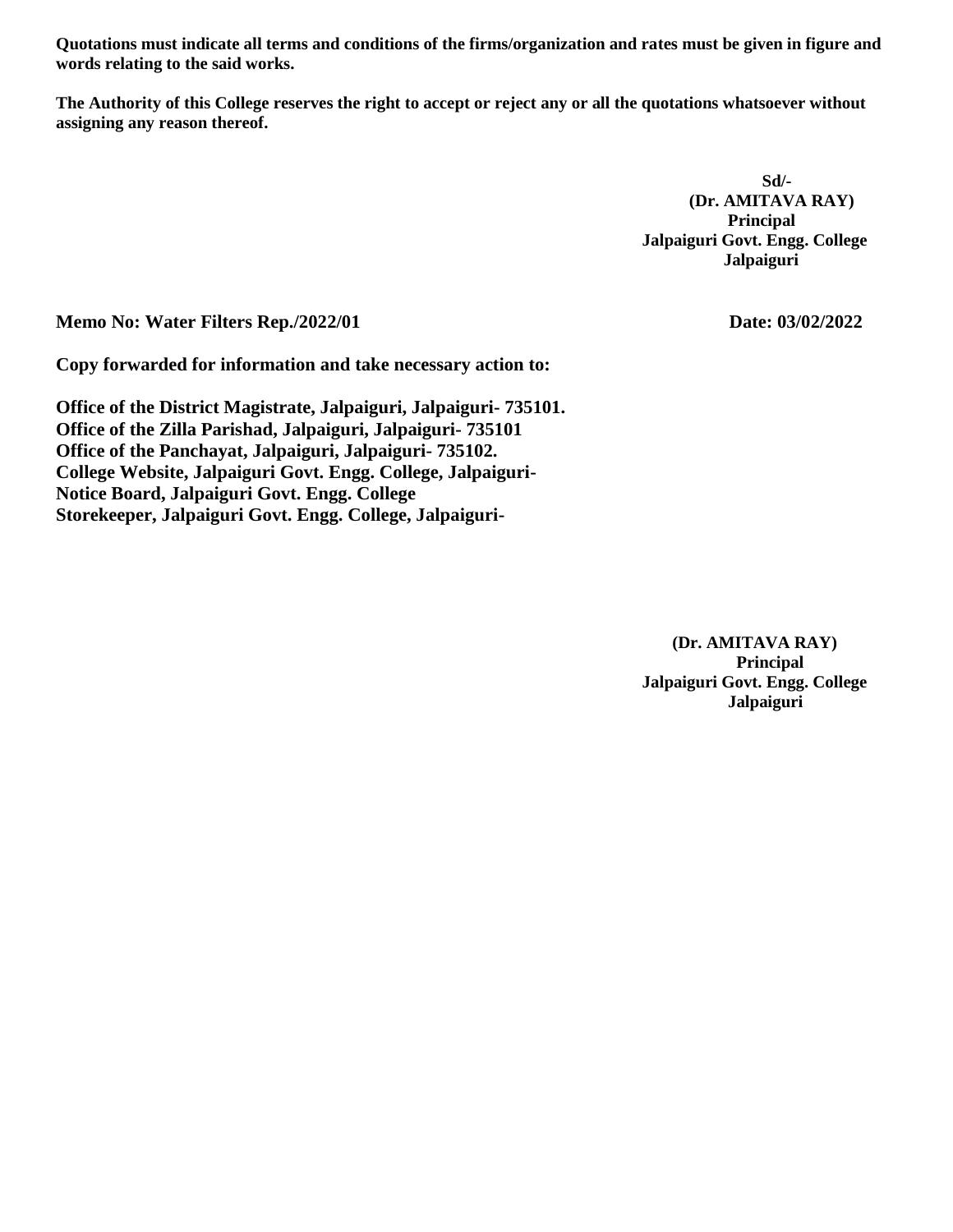**Quotations must indicate all terms and conditions of the firms/organization and rates must be given in figure and words relating to the said works.**

**The Authority of this College reserves the right to accept or reject any or all the quotations whatsoever without assigning any reason thereof.**

**Sd/-**
**(Dr. AMITAVA RAY)**
**Principal**
**Jalpaiguri Govt. Engg. College**
**Jalpaiguri**

**Memo No: Water Filters Rep./2022/01** **Date: 03/02/2022**

**Copy forwarded for information and take necessary action to:**

**Office of the District Magistrate, Jalpaiguri, Jalpaiguri- 735101.**
**Office of the Zilla Parishad, Jalpaiguri, Jalpaiguri- 735101**
**Office of the Panchayat, Jalpaiguri, Jalpaiguri- 735102.**
**College Website, Jalpaiguri Govt. Engg. College, Jalpaiguri-**
**Notice Board, Jalpaiguri Govt. Engg. College**
**Storekeeper, Jalpaiguri Govt. Engg. College, Jalpaiguri-**

**(Dr. AMITAVA RAY)**
**Principal**
**Jalpaiguri Govt. Engg. College**
**Jalpaiguri**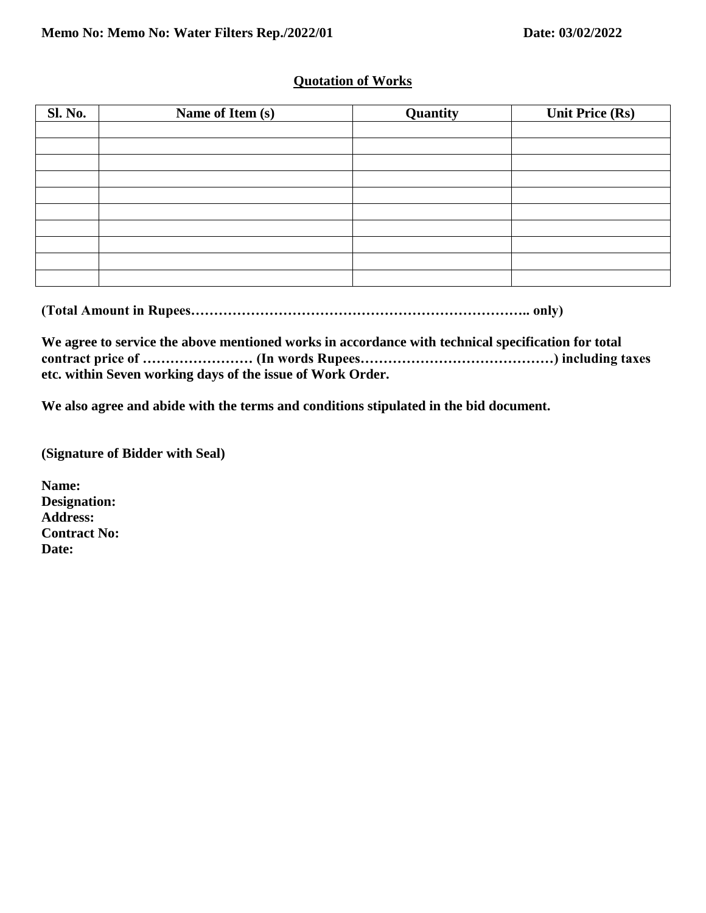**Memo No: Memo No: Water Filters Rep./2022/01** **Date: 03/02/2022**

## Quotation of Works

| Sl. No. | Name of Item (s) | Quantity | Unit Price (Rs) |
|---|---|---|---|
| | | | |
| | | | |
| | | | |
| | | | |
| | | | |
| | | | |
| | | | |
| | | | |
| | | | |
| | | | |

**(Total Amount in Rupees………………………………………………………………….. only)**

**We agree to service the above mentioned works in accordance with technical specification for total contract price of …………………… (In words Rupees……………………………………) including taxes etc. within Seven working days of the issue of Work Order.**

**We also agree and abide with the terms and conditions stipulated in the bid document.**

**(Signature of Bidder with Seal)**

**Name:**
**Designation:**
**Address:**
**Contract No:**
**Date:**